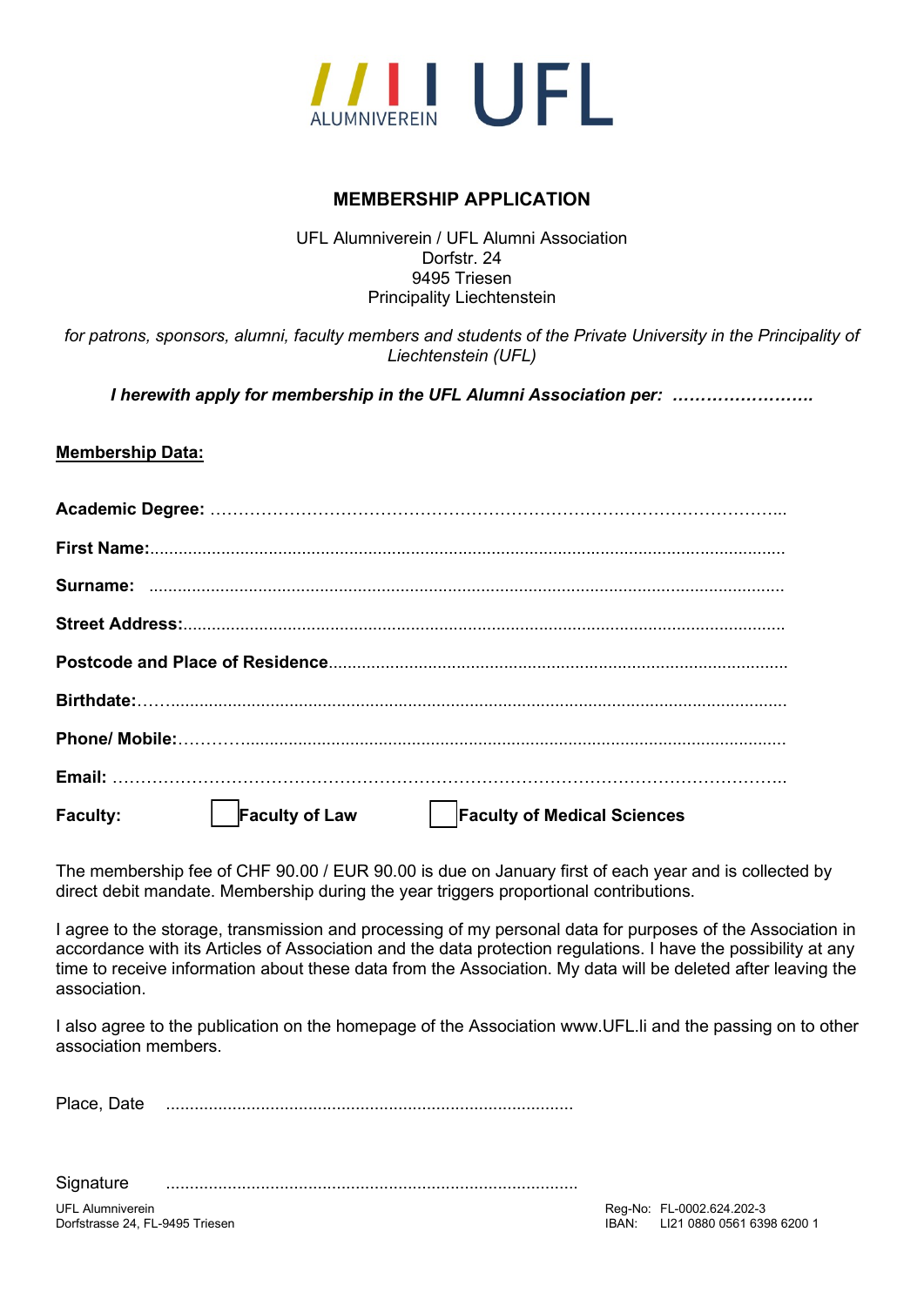# MEMBERSHIP APPLICATION

UFL Alumniverein / UFL Alumni Association
Dorfstr. 24
9495 Triesen
Principality Liechtenstein

*for patrons, sponsors, alumni, faculty members and students of the Private University in the Principality of Liechtenstein (UFL)*

***I herewith apply for membership in the UFL Alumni Association per: ……………………..***

**Membership Data:**

**Academic Degree:** ……………………………………………………………………………………...

**First Name:**.....................................................................................................................................

**Surname:** .....................................................................................................................................

**Street Address:**.............................................................................................................................

**Postcode and Place of Residence**...............................................................................................

**Birthdate:**……...............................................................................................................................

**Phone/ Mobile:**…………..................................................................................................................

**Email:** ………………………………………………………………………………………………………..

**Faculty:** ☐ **Faculty of Law** ☐ **Faculty of Medical Sciences**

The membership fee of CHF 90.00 / EUR 90.00 is due on January first of each year and is collected by direct debit mandate. Membership during the year triggers proportional contributions.

I agree to the storage, transmission and processing of my personal data for purposes of the Association in accordance with its Articles of Association and the data protection regulations. I have the possibility at any time to receive information about these data from the Association. My data will be deleted after leaving the association.

I also agree to the publication on the homepage of the Association www.UFL.li and the passing on to other association members.

Place, Date .....................................................................................

Signature .....................................................................................

UFL Alumniverein
Dorfstrasse 24, FL-9495 Triesen

Reg-No: FL-0002.624.202-3
IBAN: LI21 0880 0561 6398 6200 1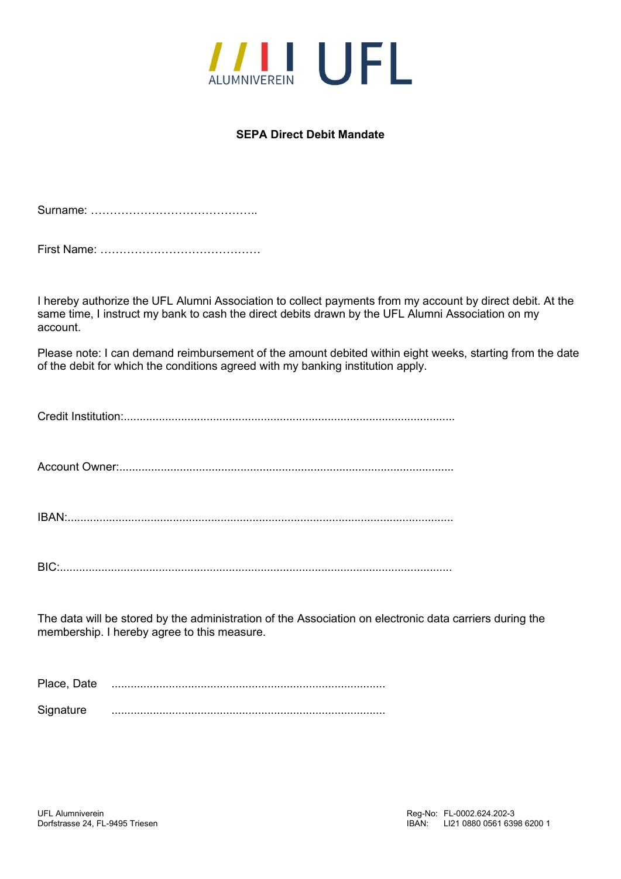# SEPA Direct Debit Mandate

Surname: ……………………………………..

First Name: ……………………………………

I hereby authorize the UFL Alumni Association to collect payments from my account by direct debit. At the same time, I instruct my bank to cash the direct debits drawn by the UFL Alumni Association on my account.

Please note: I can demand reimbursement of the amount debited within eight weeks, starting from the date of the debit for which the conditions agreed with my banking institution apply.

Credit Institution:......................................................................................................

Account Owner:........................................................................................................

IBAN:........................................................................................................................

BIC:...........................................................................................................................

The data will be stored by the administration of the Association on electronic data carriers during the membership. I hereby agree to this measure.

Place, Date .....................................................................................

Signature .....................................................................................

UFL Alumniverein
Dorfstrasse 24, FL-9495 Triesen

Reg-No: FL-0002.624.202-3
IBAN: LI21 0880 0561 6398 6200 1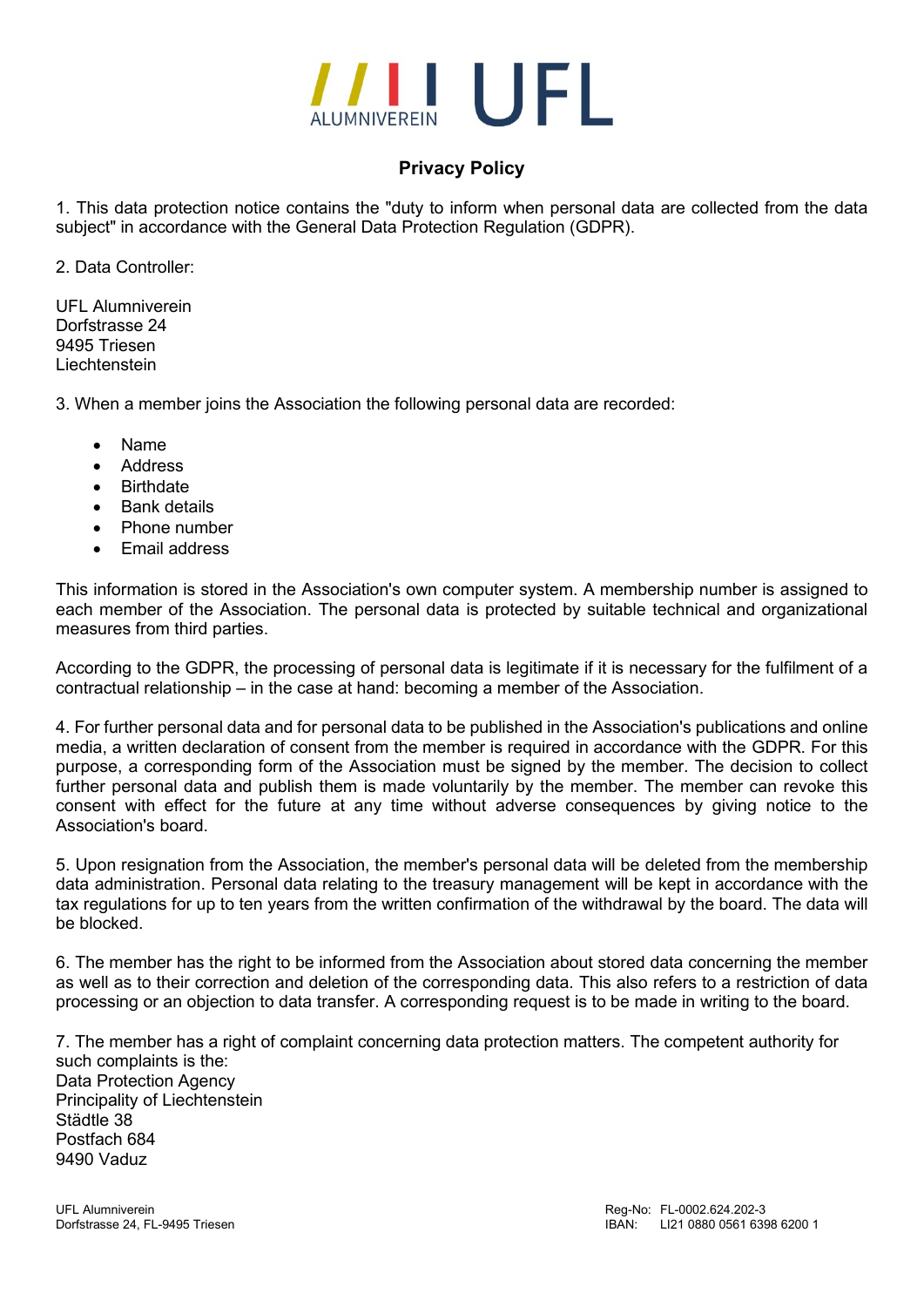# Privacy Policy

1. This data protection notice contains the "duty to inform when personal data are collected from the data subject" in accordance with the General Data Protection Regulation (GDPR).

2. Data Controller:

UFL Alumniverein
Dorfstrasse 24
9495 Triesen
Liechtenstein

3. When a member joins the Association the following personal data are recorded:

- Name
- Address
- Birthdate
- Bank details
- Phone number
- Email address

This information is stored in the Association's own computer system. A membership number is assigned to each member of the Association. The personal data is protected by suitable technical and organizational measures from third parties.

According to the GDPR, the processing of personal data is legitimate if it is necessary for the fulfilment of a contractual relationship – in the case at hand: becoming a member of the Association.

4. For further personal data and for personal data to be published in the Association's publications and online media, a written declaration of consent from the member is required in accordance with the GDPR. For this purpose, a corresponding form of the Association must be signed by the member. The decision to collect further personal data and publish them is made voluntarily by the member. The member can revoke this consent with effect for the future at any time without adverse consequences by giving notice to the Association's board.

5. Upon resignation from the Association, the member's personal data will be deleted from the membership data administration. Personal data relating to the treasury management will be kept in accordance with the tax regulations for up to ten years from the written confirmation of the withdrawal by the board. The data will be blocked.

6. The member has the right to be informed from the Association about stored data concerning the member as well as to their correction and deletion of the corresponding data. This also refers to a restriction of data processing or an objection to data transfer. A corresponding request is to be made in writing to the board.

7. The member has a right of complaint concerning data protection matters. The competent authority for such complaints is the:
Data Protection Agency
Principality of Liechtenstein
Städtle 38
Postfach 684
9490 Vaduz